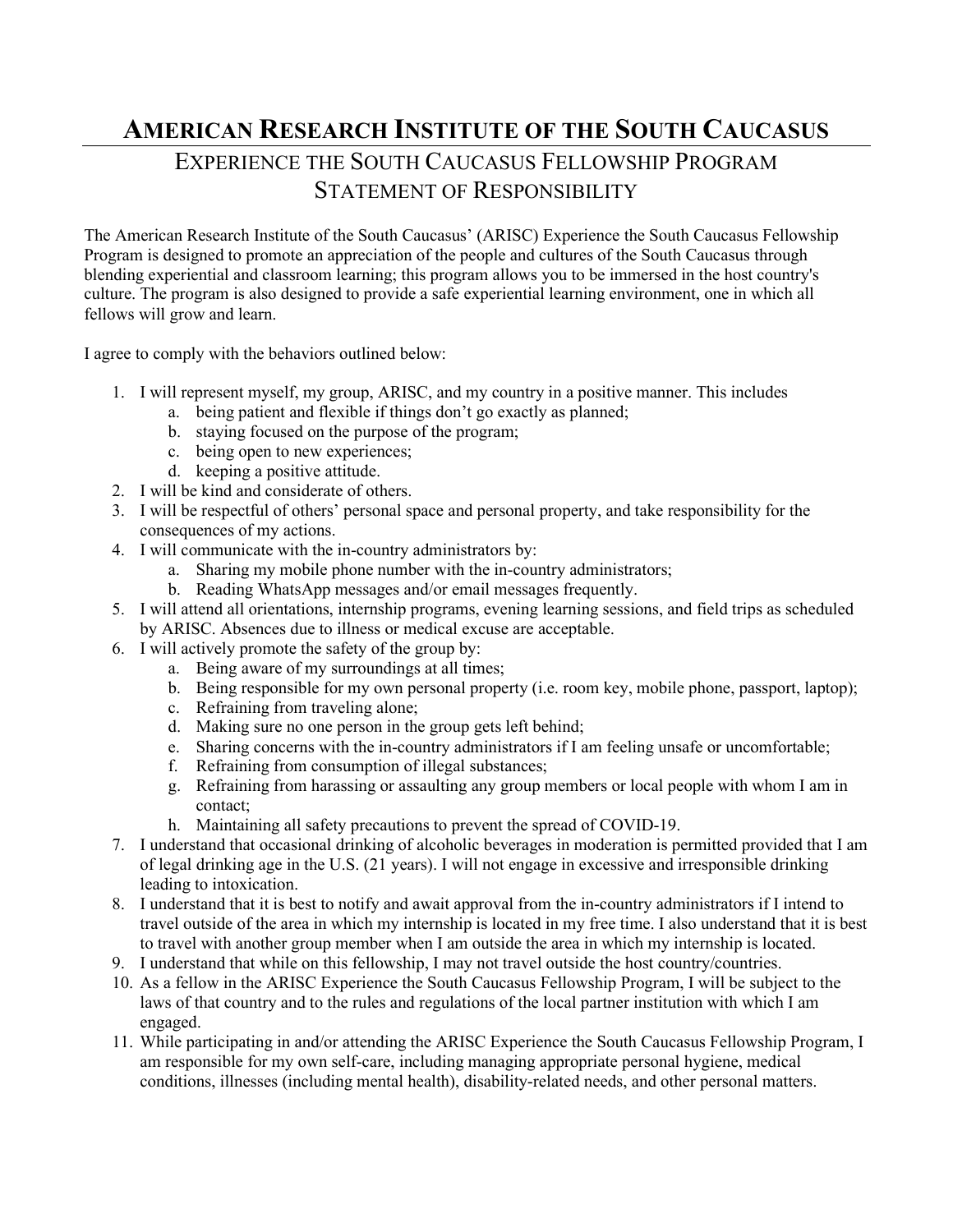# American Research Institute of the South Caucasus

## Experience the South Caucasus Fellowship Program
## Statement of Responsibility

The American Research Institute of the South Caucasus' (ARISC) Experience the South Caucasus Fellowship Program is designed to promote an appreciation of the people and cultures of the South Caucasus through blending experiential and classroom learning; this program allows you to be immersed in the host country's culture. The program is also designed to provide a safe experiential learning environment, one in which all fellows will grow and learn.

I agree to comply with the behaviors outlined below:

1. I will represent myself, my group, ARISC, and my country in a positive manner. This includes
   a. being patient and flexible if things don't go exactly as planned;
   b. staying focused on the purpose of the program;
   c. being open to new experiences;
   d. keeping a positive attitude.
2. I will be kind and considerate of others.
3. I will be respectful of others' personal space and personal property, and take responsibility for the consequences of my actions.
4. I will communicate with the in-country administrators by:
   a. Sharing my mobile phone number with the in-country administrators;
   b. Reading WhatsApp messages and/or email messages frequently.
5. I will attend all orientations, internship programs, evening learning sessions, and field trips as scheduled by ARISC. Absences due to illness or medical excuse are acceptable.
6. I will actively promote the safety of the group by:
   a. Being aware of my surroundings at all times;
   b. Being responsible for my own personal property (i.e. room key, mobile phone, passport, laptop);
   c. Refraining from traveling alone;
   d. Making sure no one person in the group gets left behind;
   e. Sharing concerns with the in-country administrators if I am feeling unsafe or uncomfortable;
   f. Refraining from consumption of illegal substances;
   g. Refraining from harassing or assaulting any group members or local people with whom I am in contact;
   h. Maintaining all safety precautions to prevent the spread of COVID-19.
7. I understand that occasional drinking of alcoholic beverages in moderation is permitted provided that I am of legal drinking age in the U.S. (21 years). I will not engage in excessive and irresponsible drinking leading to intoxication.
8. I understand that it is best to notify and await approval from the in-country administrators if I intend to travel outside of the area in which my internship is located in my free time. I also understand that it is best to travel with another group member when I am outside the area in which my internship is located.
9. I understand that while on this fellowship, I may not travel outside the host country/countries.
10. As a fellow in the ARISC Experience the South Caucasus Fellowship Program, I will be subject to the laws of that country and to the rules and regulations of the local partner institution with which I am engaged.
11. While participating in and/or attending the ARISC Experience the South Caucasus Fellowship Program, I am responsible for my own self-care, including managing appropriate personal hygiene, medical conditions, illnesses (including mental health), disability-related needs, and other personal matters.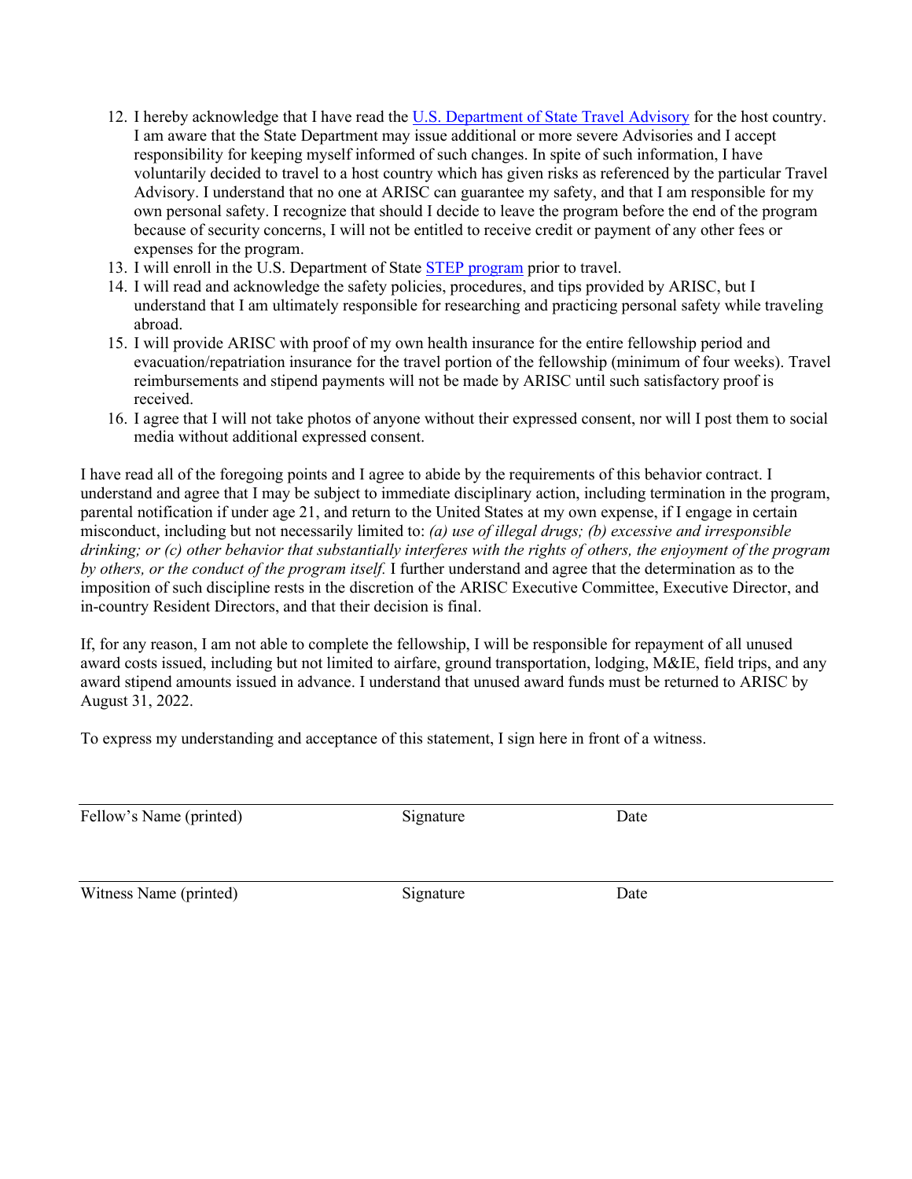12. I hereby acknowledge that I have read the U.S. Department of State Travel Advisory for the host country. I am aware that the State Department may issue additional or more severe Advisories and I accept responsibility for keeping myself informed of such changes. In spite of such information, I have voluntarily decided to travel to a host country which has given risks as referenced by the particular Travel Advisory. I understand that no one at ARISC can guarantee my safety, and that I am responsible for my own personal safety. I recognize that should I decide to leave the program before the end of the program because of security concerns, I will not be entitled to receive credit or payment of any other fees or expenses for the program.
13. I will enroll in the U.S. Department of State STEP program prior to travel.
14. I will read and acknowledge the safety policies, procedures, and tips provided by ARISC, but I understand that I am ultimately responsible for researching and practicing personal safety while traveling abroad.
15. I will provide ARISC with proof of my own health insurance for the entire fellowship period and evacuation/repatriation insurance for the travel portion of the fellowship (minimum of four weeks). Travel reimbursements and stipend payments will not be made by ARISC until such satisfactory proof is received.
16. I agree that I will not take photos of anyone without their expressed consent, nor will I post them to social media without additional expressed consent.

I have read all of the foregoing points and I agree to abide by the requirements of this behavior contract. I understand and agree that I may be subject to immediate disciplinary action, including termination in the program, parental notification if under age 21, and return to the United States at my own expense, if I engage in certain misconduct, including but not necessarily limited to: *(a) use of illegal drugs; (b) excessive and irresponsible drinking; or (c) other behavior that substantially interferes with the rights of others, the enjoyment of the program by others, or the conduct of the program itself.* I further understand and agree that the determination as to the imposition of such discipline rests in the discretion of the ARISC Executive Committee, Executive Director, and in-country Resident Directors, and that their decision is final.

If, for any reason, I am not able to complete the fellowship, I will be responsible for repayment of all unused award costs issued, including but not limited to airfare, ground transportation, lodging, M&IE, field trips, and any award stipend amounts issued in advance. I understand that unused award funds must be returned to ARISC by August 31, 2022.

To express my understanding and acceptance of this statement, I sign here in front of a witness.

Fellow's Name (printed) Signature Date

Witness Name (printed) Signature Date